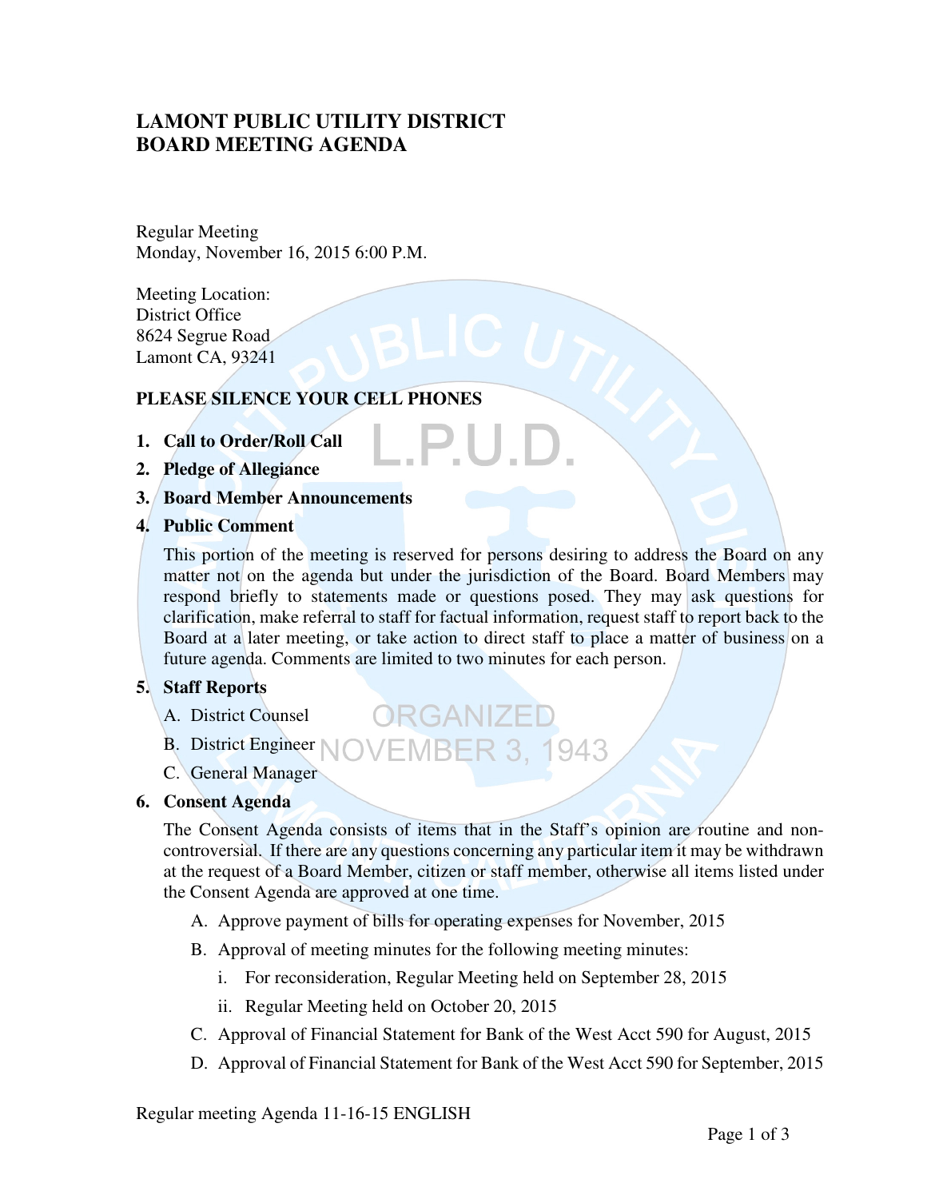# LAMONT PUBLIC UTILITY DISTRICT
# BOARD MEETING AGENDA

Regular Meeting
Monday, November 16, 2015 6:00 P.M.

Meeting Location:
District Office
8624 Segrue Road
Lamont CA, 93241

**PLEASE SILENCE YOUR CELL PHONES**

1. **Call to Order/Roll Call**
2. **Pledge of Allegiance**
3. **Board Member Announcements**
4. **Public Comment**

   This portion of the meeting is reserved for persons desiring to address the Board on any matter not on the agenda but under the jurisdiction of the Board. Board Members may respond briefly to statements made or questions posed. They may ask questions for clarification, make referral to staff for factual information, request staff to report back to the Board at a later meeting, or take action to direct staff to place a matter of business on a future agenda. Comments are limited to two minutes for each person.

5. **Staff Reports**
   - A. District Counsel
   - B. District Engineer
   - C. General Manager
6. **Consent Agenda**

   The Consent Agenda consists of items that in the Staff's opinion are routine and non-controversial. If there are any questions concerning any particular item it may be withdrawn at the request of a Board Member, citizen or staff member, otherwise all items listed under the Consent Agenda are approved at one time.

   - A. Approve payment of bills for operating expenses for November, 2015
   - B. Approval of meeting minutes for the following meeting minutes:
     - i. For reconsideration, Regular Meeting held on September 28, 2015
     - ii. Regular Meeting held on October 20, 2015
   - C. Approval of Financial Statement for Bank of the West Acct 590 for August, 2015
   - D. Approval of Financial Statement for Bank of the West Acct 590 for September, 2015

Regular meeting Agenda 11-16-15 ENGLISH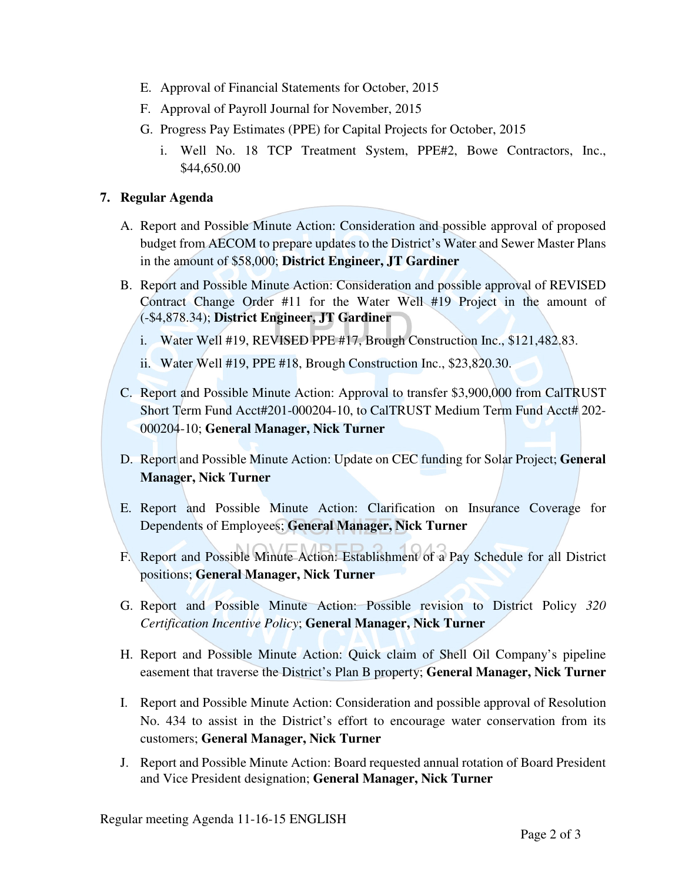E. Approval of Financial Statements for October, 2015
F. Approval of Payroll Journal for November, 2015
G. Progress Pay Estimates (PPE) for Capital Projects for October, 2015
    i. Well No. 18 TCP Treatment System, PPE#2, Bowe Contractors, Inc., $44,650.00

**7. Regular Agenda**

A. Report and Possible Minute Action: Consideration and possible approval of proposed budget from AECOM to prepare updates to the District's Water and Sewer Master Plans in the amount of $58,000; **District Engineer, JT Gardiner**

B. Report and Possible Minute Action: Consideration and possible approval of REVISED Contract Change Order #11 for the Water Well #19 Project in the amount of (-$4,878.34); **District Engineer, JT Gardiner**
    i. Water Well #19, REVISED PPE #17, Brough Construction Inc., $121,482.83.
    ii. Water Well #19, PPE #18, Brough Construction Inc., $23,820.30.

C. Report and Possible Minute Action: Approval to transfer $3,900,000 from CalTRUST Short Term Fund Acct#201-000204-10, to CalTRUST Medium Term Fund Acct# 202-000204-10; **General Manager, Nick Turner**

D. Report and Possible Minute Action: Update on CEC funding for Solar Project; **General Manager, Nick Turner**

E. Report and Possible Minute Action: Clarification on Insurance Coverage for Dependents of Employees; **General Manager, Nick Turner**

F. Report and Possible Minute Action: Establishment of a Pay Schedule for all District positions; **General Manager, Nick Turner**

G. Report and Possible Minute Action: Possible revision to District Policy *320 Certification Incentive Policy*; **General Manager, Nick Turner**

H. Report and Possible Minute Action: Quick claim of Shell Oil Company's pipeline easement that traverse the District's Plan B property; **General Manager, Nick Turner**

I. Report and Possible Minute Action: Consideration and possible approval of Resolution No. 434 to assist in the District's effort to encourage water conservation from its customers; **General Manager, Nick Turner**

J. Report and Possible Minute Action: Board requested annual rotation of Board President and Vice President designation; **General Manager, Nick Turner**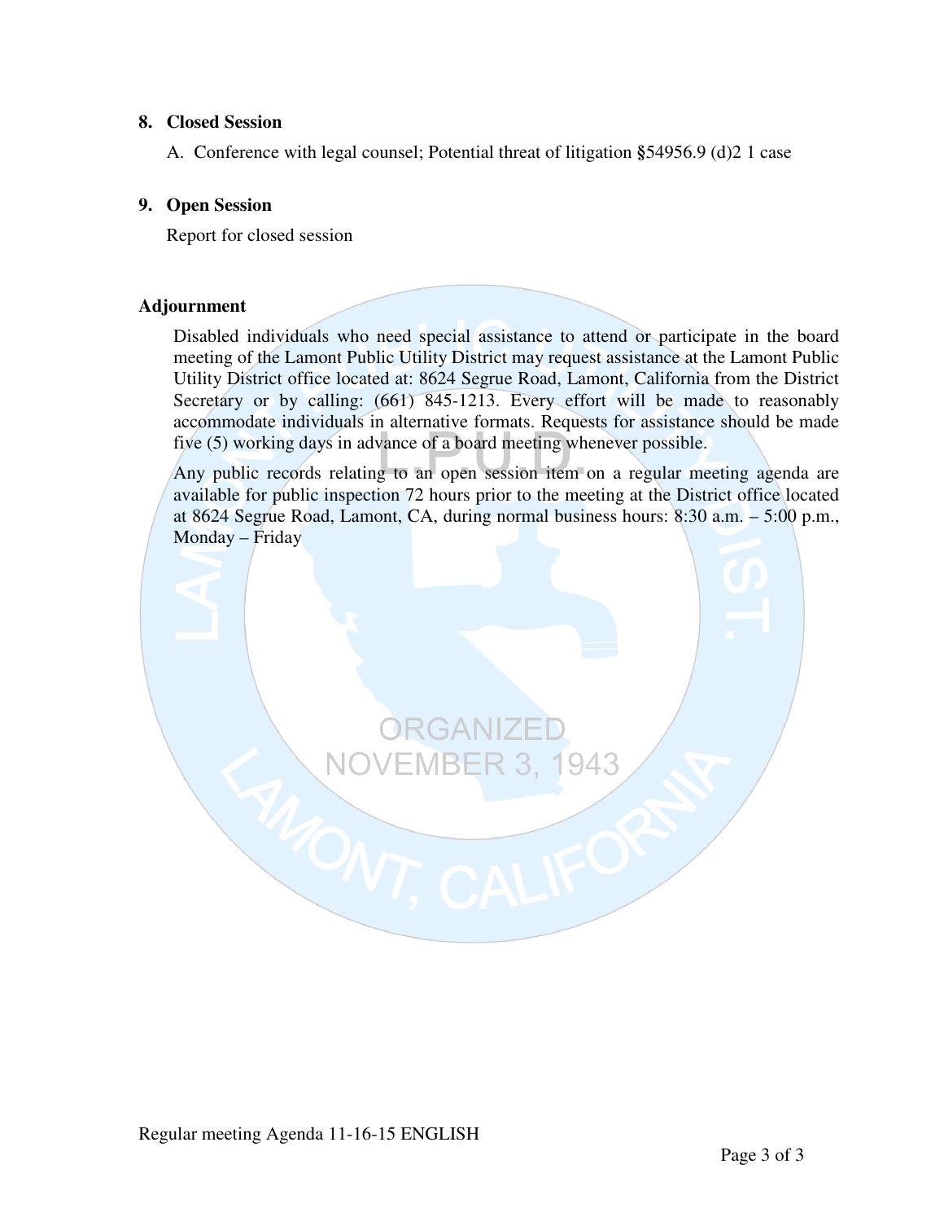## 8. Closed Session

A. Conference with legal counsel; Potential threat of litigation §54956.9 (d)2 1 case

## 9. Open Session

Report for closed session

## Adjournment

Disabled individuals who need special assistance to attend or participate in the board meeting of the Lamont Public Utility District may request assistance at the Lamont Public Utility District office located at: 8624 Segrue Road, Lamont, California from the District Secretary or by calling: (661) 845-1213. Every effort will be made to reasonably accommodate individuals in alternative formats. Requests for assistance should be made five (5) working days in advance of a board meeting whenever possible.

Any public records relating to an open session item on a regular meeting agenda are available for public inspection 72 hours prior to the meeting at the District office located at 8624 Segrue Road, Lamont, CA, during normal business hours: 8:30 a.m. – 5:00 p.m., Monday – Friday

Regular meeting Agenda 11-16-15 ENGLISH